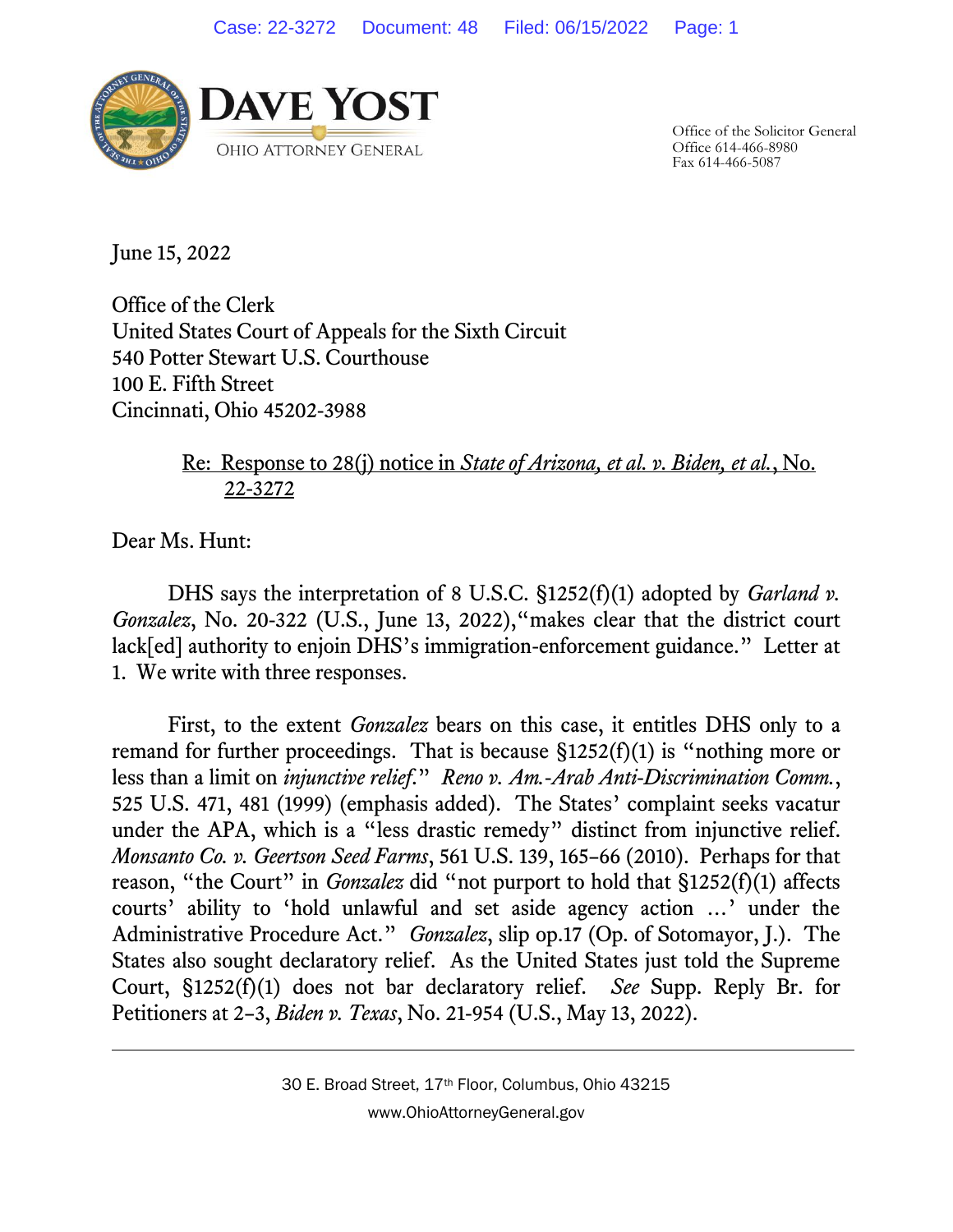**DAVE YOST**
OHIO ATTORNEY GENERAL

Office of the Solicitor General
Office 614-466-8980
Fax 614-466-5087

June 15, 2022

Office of the Clerk
United States Court of Appeals for the Sixth Circuit
540 Potter Stewart U.S. Courthouse
100 E. Fifth Street
Cincinnati, Ohio 45202-3988

Re: Response to 28(j) notice in *State of Arizona, et al. v. Biden, et al.*, No. 22-3272

Dear Ms. Hunt:

DHS says the interpretation of 8 U.S.C. §1252(f)(1) adopted by *Garland v. Gonzalez*, No. 20-322 (U.S., June 13, 2022),"makes clear that the district court lack[ed] authority to enjoin DHS's immigration-enforcement guidance." Letter at 1. We write with three responses.

First, to the extent *Gonzalez* bears on this case, it entitles DHS only to a remand for further proceedings. That is because §1252(f)(1) is "nothing more or less than a limit on *injunctive relief*." *Reno v. Am.-Arab Anti-Discrimination Comm.*, 525 U.S. 471, 481 (1999) (emphasis added). The States' complaint seeks vacatur under the APA, which is a "less drastic remedy" distinct from injunctive relief. *Monsanto Co. v. Geertson Seed Farms*, 561 U.S. 139, 165–66 (2010). Perhaps for that reason, "the Court" in *Gonzalez* did "not purport to hold that §1252(f)(1) affects courts' ability to 'hold unlawful and set aside agency action …' under the Administrative Procedure Act." *Gonzalez*, slip op.17 (Op. of Sotomayor, J.). The States also sought declaratory relief. As the United States just told the Supreme Court, §1252(f)(1) does not bar declaratory relief. *See* Supp. Reply Br. for Petitioners at 2–3, *Biden v. Texas*, No. 21-954 (U.S., May 13, 2022).

30 E. Broad Street, 17th Floor, Columbus, Ohio 43215
www.OhioAttorneyGeneral.gov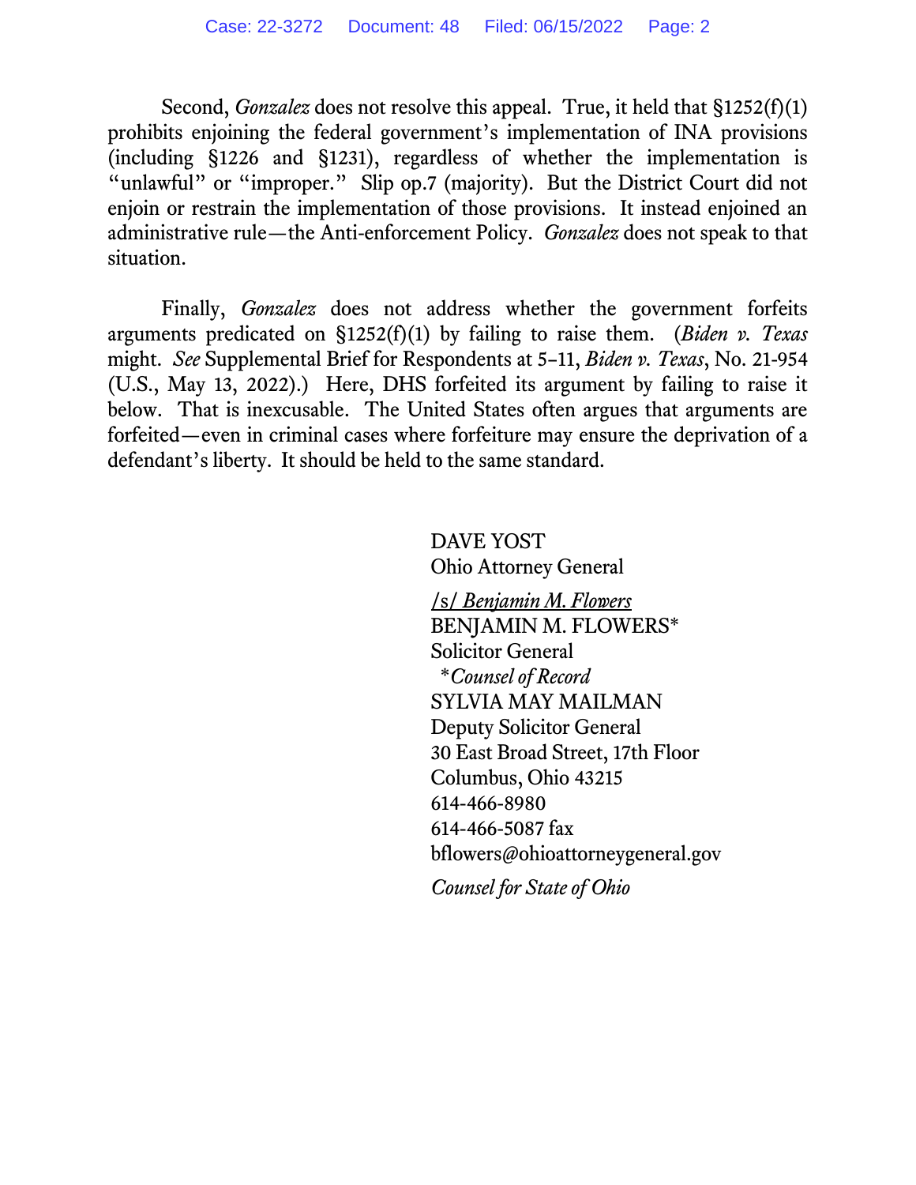Second, *Gonzalez* does not resolve this appeal. True, it held that §1252(f)(1) prohibits enjoining the federal government's implementation of INA provisions (including §1226 and §1231), regardless of whether the implementation is "unlawful" or "improper." Slip op.7 (majority). But the District Court did not enjoin or restrain the implementation of those provisions. It instead enjoined an administrative rule—the Anti-enforcement Policy. *Gonzalez* does not speak to that situation.

Finally, *Gonzalez* does not address whether the government forfeits arguments predicated on §1252(f)(1) by failing to raise them. (*Biden v. Texas* might. *See* Supplemental Brief for Respondents at 5–11, *Biden v. Texas*, No. 21-954 (U.S., May 13, 2022).) Here, DHS forfeited its argument by failing to raise it below. That is inexcusable. The United States often argues that arguments are forfeited—even in criminal cases where forfeiture may ensure the deprivation of a defendant's liberty. It should be held to the same standard.

DAVE YOST
Ohio Attorney General

/s/ *Benjamin M. Flowers*
BENJAMIN M. FLOWERS*
Solicitor General
*\*Counsel of Record*
SYLVIA MAY MAILMAN
Deputy Solicitor General
30 East Broad Street, 17th Floor
Columbus, Ohio 43215
614-466-8980
614-466-5087 fax
bflowers@ohioattorneygeneral.gov

*Counsel for State of Ohio*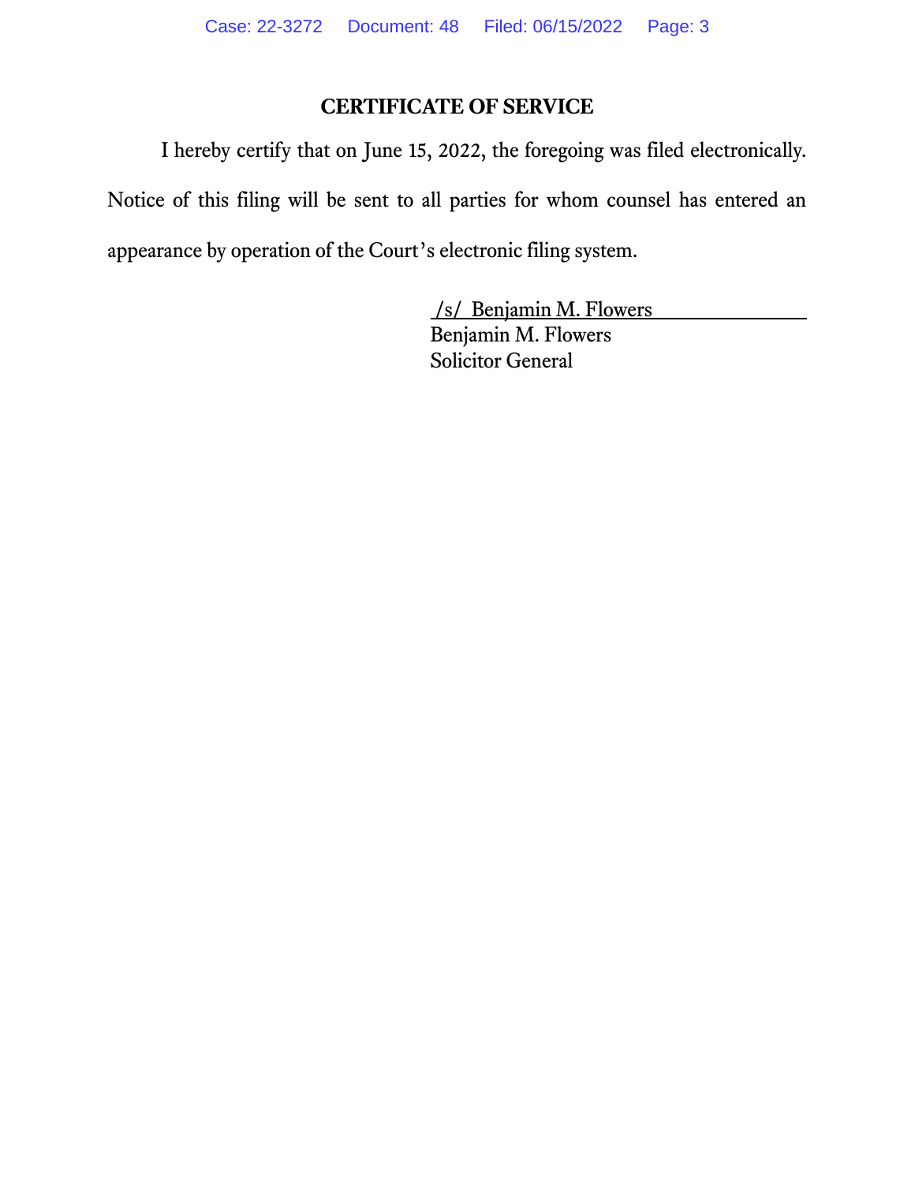# CERTIFICATE OF SERVICE

I hereby certify that on June 15, 2022, the foregoing was filed electronically. Notice of this filing will be sent to all parties for whom counsel has entered an appearance by operation of the Court's electronic filing system.

/s/ Benjamin M. Flowers
Benjamin M. Flowers
Solicitor General